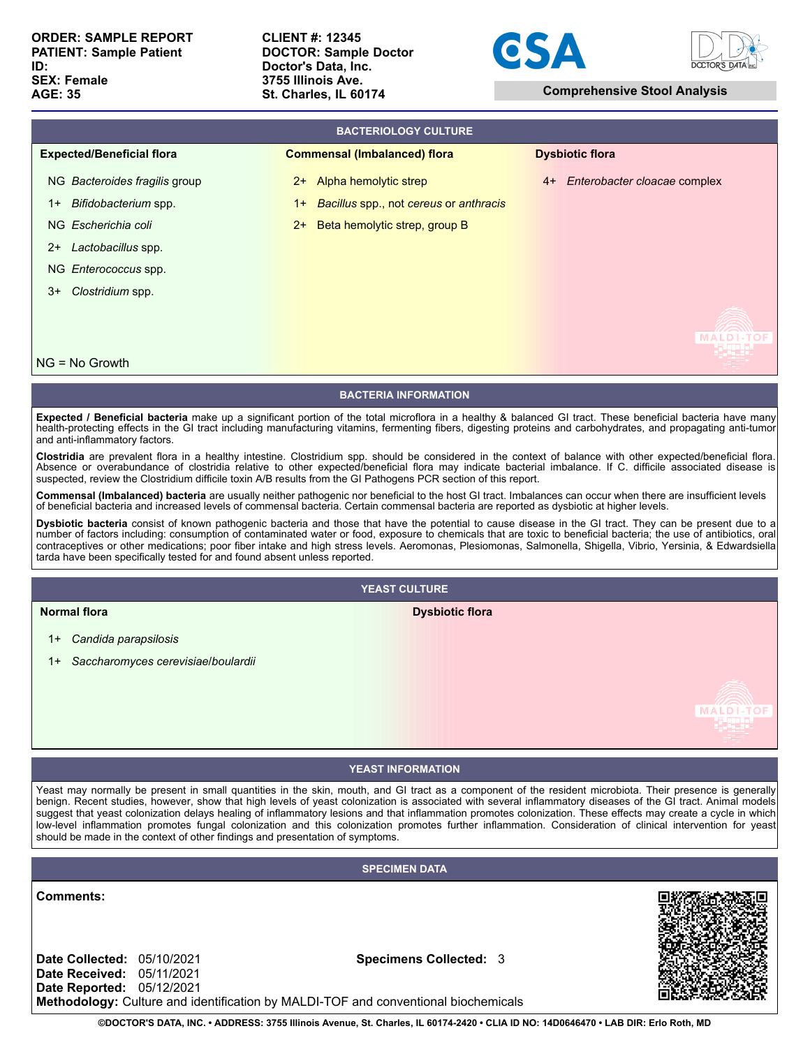**ORDER: SAMPLE REPORT**
**PATIENT: Sample Patient**
**ID:**
**SEX: Female**
**AGE: 35**

**CLIENT #: 12345**
**DOCTOR: Sample Doctor**
**Doctor's Data, Inc.**
**3755 Illinois Ave.**
**St. Charles, IL 60174**

**Comprehensive Stool Analysis**

## BACTERIOLOGY CULTURE

| Expected/Beneficial flora | Commensal (Imbalanced) flora | Dysbiotic flora |
|---|---|---|
| NG *Bacteroides fragilis* group | 2+ Alpha hemolytic strep | 4+ *Enterobacter cloacae* complex |
| 1+ *Bifidobacterium* spp. | 1+ *Bacillus* spp., not *cereus* or *anthracis* | |
| NG *Escherichia coli* | 2+ Beta hemolytic strep, group B | |
| 2+ *Lactobacillus* spp. | | |
| NG *Enterococcus* spp. | | |
| 3+ *Clostridium* spp. | | |

NG = No Growth

## BACTERIA INFORMATION

**Expected / Beneficial bacteria** make up a significant portion of the total microflora in a healthy & balanced GI tract. These beneficial bacteria have many health-protecting effects in the GI tract including manufacturing vitamins, fermenting fibers, digesting proteins and carbohydrates, and propagating anti-tumor and anti-inflammatory factors.

**Clostridia** are prevalent flora in a healthy intestine. Clostridium spp. should be considered in the context of balance with other expected/beneficial flora. Absence or overabundance of clostridia relative to other expected/beneficial flora may indicate bacterial imbalance. If C. difficile associated disease is suspected, review the Clostridium difficile toxin A/B results from the GI Pathogens PCR section of this report.

**Commensal (Imbalanced) bacteria** are usually neither pathogenic nor beneficial to the host GI tract. Imbalances can occur when there are insufficient levels of beneficial bacteria and increased levels of commensal bacteria. Certain commensal bacteria are reported as dysbiotic at higher levels.

**Dysbiotic bacteria** consist of known pathogenic bacteria and those that have the potential to cause disease in the GI tract. They can be present due to a number of factors including: consumption of contaminated water or food, exposure to chemicals that are toxic to beneficial bacteria; the use of antibiotics, oral contraceptives or other medications; poor fiber intake and high stress levels. Aeromonas, Plesiomonas, Salmonella, Shigella, Vibrio, Yersinia, & Edwardsiella tarda have been specifically tested for and found absent unless reported.

## YEAST CULTURE

| Normal flora | Dysbiotic flora |
|---|---|
| 1+ *Candida parapsilosis* | |
| 1+ *Saccharomyces cerevisiae/boulardii* | |

## YEAST INFORMATION

Yeast may normally be present in small quantities in the skin, mouth, and GI tract as a component of the resident microbiota. Their presence is generally benign. Recent studies, however, show that high levels of yeast colonization is associated with several inflammatory diseases of the GI tract. Animal models suggest that yeast colonization delays healing of inflammatory lesions and that inflammation promotes colonization. These effects may create a cycle in which low-level inflammation promotes fungal colonization and this colonization promotes further inflammation. Consideration of clinical intervention for yeast should be made in the context of other findings and presentation of symptoms.

## SPECIMEN DATA

**Comments:**

**Date Collected:** 05/10/2021
**Date Received:** 05/11/2021
**Date Reported:** 05/12/2021
**Specimens Collected:** 3
**Methodology:** Culture and identification by MALDI-TOF and conventional biochemicals

©DOCTOR'S DATA, INC. • ADDRESS: 3755 Illinois Avenue, St. Charles, IL 60174-2420 • CLIA ID NO: 14D0646470 • LAB DIR: Erlo Roth, MD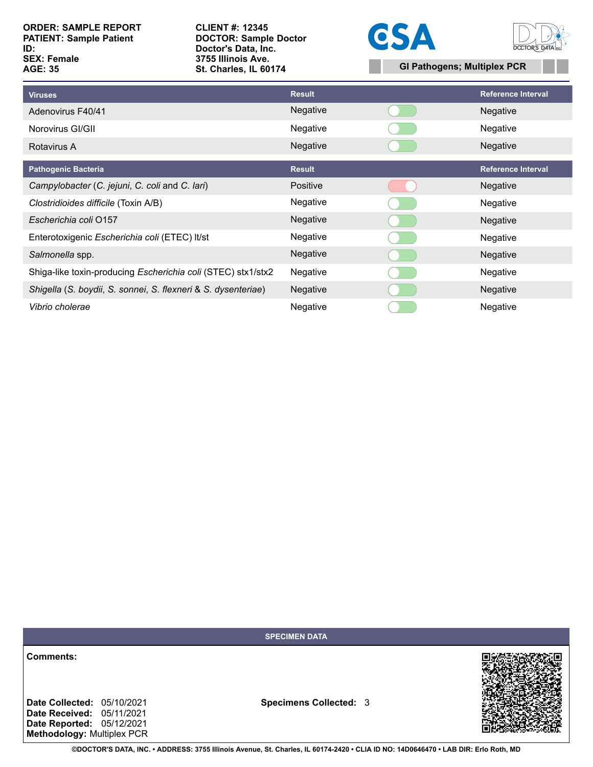**ORDER: SAMPLE REPORT**
**PATIENT: Sample Patient**
**ID:**
**SEX: Female**
**AGE: 35**

**CLIENT #: 12345**
**DOCTOR: Sample Doctor**
**Doctor's Data, Inc.**
**3755 Illinois Ave.**
**St. Charles, IL 60174**

**GI Pathogens; Multiplex PCR**

| Viruses | Result | Reference Interval |
|---|---|---|
| Adenovirus F40/41 | Negative | Negative |
| Norovirus GI/GII | Negative | Negative |
| Rotavirus A | Negative | Negative |

| Pathogenic Bacteria | Result | Reference Interval |
|---|---|---|
| *Campylobacter* (*C. jejuni*, *C. coli* and *C. lari*) | Positive | Negative |
| *Clostridioides difficile* (Toxin A/B) | Negative | Negative |
| *Escherichia coli* O157 | Negative | Negative |
| Enterotoxigenic *Escherichia coli* (ETEC) lt/st | Negative | Negative |
| *Salmonella* spp. | Negative | Negative |
| Shiga-like toxin-producing *Escherichia coli* (STEC) stx1/stx2 | Negative | Negative |
| *Shigella* (*S. boydii*, *S. sonnei*, *S. flexneri* & *S. dysenteriae*) | Negative | Negative |
| *Vibrio cholerae* | Negative | Negative |

**SPECIMEN DATA**

**Comments:**

**Date Collected:** 05/10/2021
**Date Received:** 05/11/2021
**Date Reported:** 05/12/2021
**Methodology:** Multiplex PCR

**Specimens Collected:** 3

©DOCTOR'S DATA, INC. • ADDRESS: 3755 Illinois Avenue, St. Charles, IL 60174-2420 • CLIA ID NO: 14D0646470 • LAB DIR: Erlo Roth, MD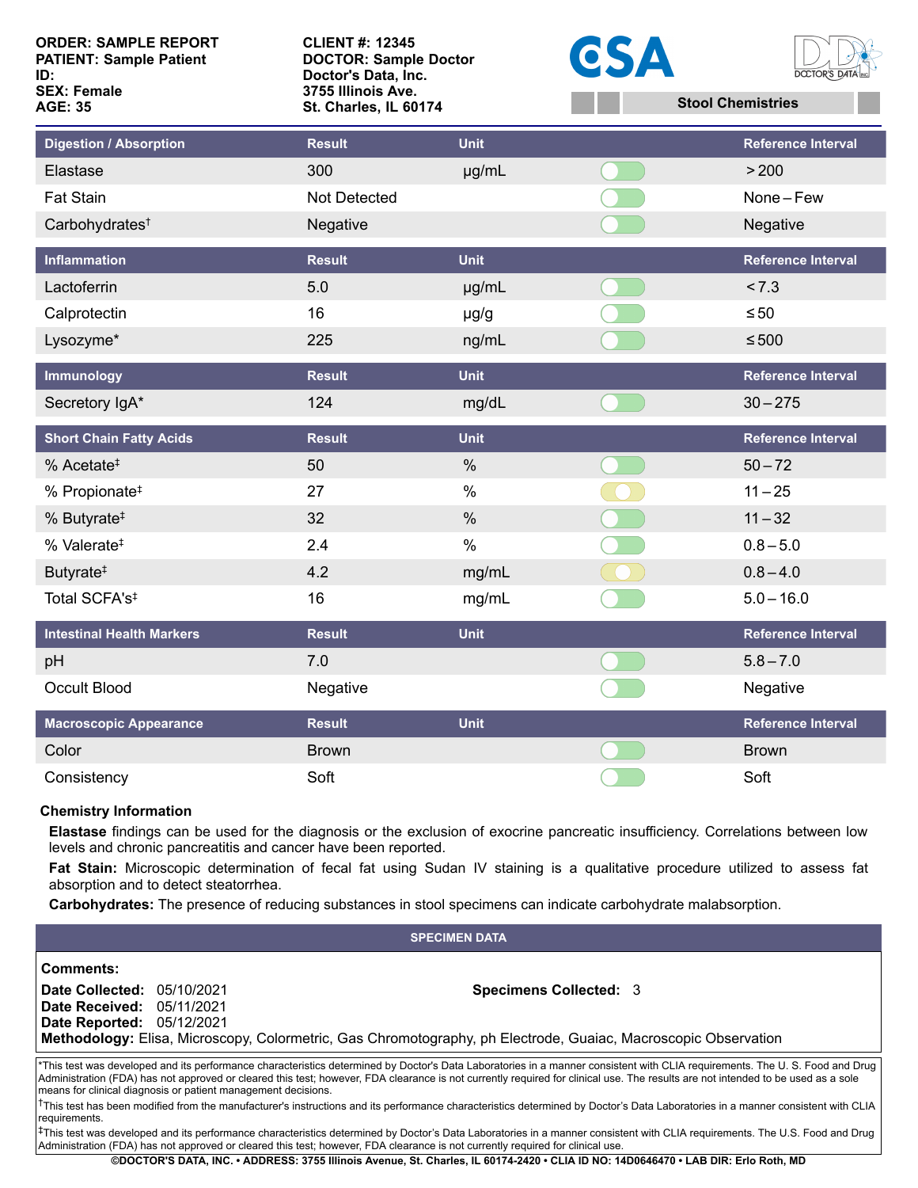**ORDER: SAMPLE REPORT**
**PATIENT: Sample Patient**
**ID:**
**SEX: Female**
**AGE: 35**

**CLIENT #: 12345**
**DOCTOR: Sample Doctor**
**Doctor's Data, Inc.**
**3755 Illinois Ave.**
**St. Charles, IL 60174**

CSA

**Stool Chemistries**

| Digestion / Absorption | Result | Unit | Reference Interval |
|---|---|---|---|
| Elastase | 300 | µg/mL | > 200 |
| Fat Stain | Not Detected | | None – Few |
| Carbohydrates† | Negative | | Negative |

| Inflammation | Result | Unit | Reference Interval |
|---|---|---|---|
| Lactoferrin | 5.0 | µg/mL | < 7.3 |
| Calprotectin | 16 | µg/g | ≤ 50 |
| Lysozyme* | 225 | ng/mL | ≤ 500 |

| Immunology | Result | Unit | Reference Interval |
|---|---|---|---|
| Secretory IgA* | 124 | mg/dL | 30 – 275 |

| Short Chain Fatty Acids | Result | Unit | Reference Interval |
|---|---|---|---|
| % Acetate‡ | 50 | % | 50 – 72 |
| % Propionate‡ | 27 | % | 11 – 25 |
| % Butyrate‡ | 32 | % | 11 – 32 |
| % Valerate‡ | 2.4 | % | 0.8 – 5.0 |
| Butyrate‡ | 4.2 | mg/mL | 0.8 – 4.0 |
| Total SCFA's‡ | 16 | mg/mL | 5.0 – 16.0 |

| Intestinal Health Markers | Result | Unit | Reference Interval |
|---|---|---|---|
| pH | 7.0 | | 5.8 – 7.0 |
| Occult Blood | Negative | | Negative |

| Macroscopic Appearance | Result | Unit | Reference Interval |
|---|---|---|---|
| Color | Brown | | Brown |
| Consistency | Soft | | Soft |

### Chemistry Information

**Elastase** findings can be used for the diagnosis or the exclusion of exocrine pancreatic insufficiency. Correlations between low levels and chronic pancreatitis and cancer have been reported.

**Fat Stain:** Microscopic determination of fecal fat using Sudan IV staining is a qualitative procedure utilized to assess fat absorption and to detect steatorrhea.

**Carbohydrates:** The presence of reducing substances in stool specimens can indicate carbohydrate malabsorption.

### SPECIMEN DATA

**Comments:**

**Date Collected:** 05/10/2021
**Date Received:** 05/11/2021
**Date Reported:** 05/12/2021
**Specimens Collected:** 3
**Methodology:** Elisa, Microscopy, Colormetric, Gas Chromotography, ph Electrode, Guaiac, Macroscopic Observation

*This test was developed and its performance characteristics determined by Doctor's Data Laboratories in a manner consistent with CLIA requirements. The U. S. Food and Drug Administration (FDA) has not approved or cleared this test; however, FDA clearance is not currently required for clinical use. The results are not intended to be used as a sole means for clinical diagnosis or patient management decisions.

†This test has been modified from the manufacturer's instructions and its performance characteristics determined by Doctor's Data Laboratories in a manner consistent with CLIA requirements.

‡This test was developed and its performance characteristics determined by Doctor's Data Laboratories in a manner consistent with CLIA requirements. The U.S. Food and Drug Administration (FDA) has not approved or cleared this test; however, FDA clearance is not currently required for clinical use.

©DOCTOR'S DATA, INC. • ADDRESS: 3755 Illinois Avenue, St. Charles, IL 60174-2420 • CLIA ID NO: 14D0646470 • LAB DIR: Erlo Roth, MD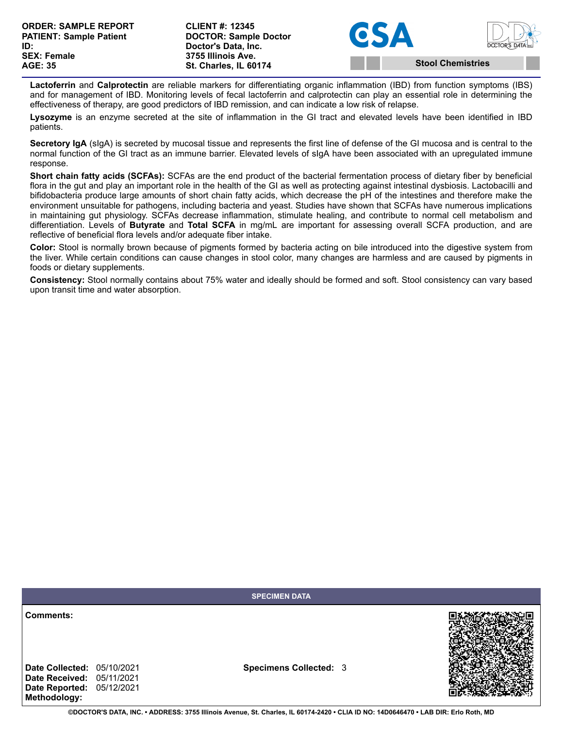**Lactoferrin** and **Calprotectin** are reliable markers for differentiating organic inflammation (IBD) from function symptoms (IBS) and for management of IBD. Monitoring levels of fecal lactoferrin and calprotectin can play an essential role in determining the effectiveness of therapy, are good predictors of IBD remission, and can indicate a low risk of relapse.

**Lysozyme** is an enzyme secreted at the site of inflammation in the GI tract and elevated levels have been identified in IBD patients.

**Secretory IgA** (sIgA) is secreted by mucosal tissue and represents the first line of defense of the GI mucosa and is central to the normal function of the GI tract as an immune barrier. Elevated levels of sIgA have been associated with an upregulated immune response.

**Short chain fatty acids (SCFAs):** SCFAs are the end product of the bacterial fermentation process of dietary fiber by beneficial flora in the gut and play an important role in the health of the GI as well as protecting against intestinal dysbiosis. Lactobacilli and bifidobacteria produce large amounts of short chain fatty acids, which decrease the pH of the intestines and therefore make the environment unsuitable for pathogens, including bacteria and yeast. Studies have shown that SCFAs have numerous implications in maintaining gut physiology. SCFAs decrease inflammation, stimulate healing, and contribute to normal cell metabolism and differentiation. Levels of **Butyrate** and **Total SCFA** in mg/mL are important for assessing overall SCFA production, and are reflective of beneficial flora levels and/or adequate fiber intake.

**Color:** Stool is normally brown because of pigments formed by bacteria acting on bile introduced into the digestive system from the liver. While certain conditions can cause changes in stool color, many changes are harmless and are caused by pigments in foods or dietary supplements.

**Consistency:** Stool normally contains about 75% water and ideally should be formed and soft. Stool consistency can vary based upon transit time and water absorption.

## SPECIMEN DATA

**Comments:**

**Date Collected:** 05/10/2021
**Date Received:** 05/11/2021
**Date Reported:** 05/12/2021
**Methodology:**

**Specimens Collected:** 3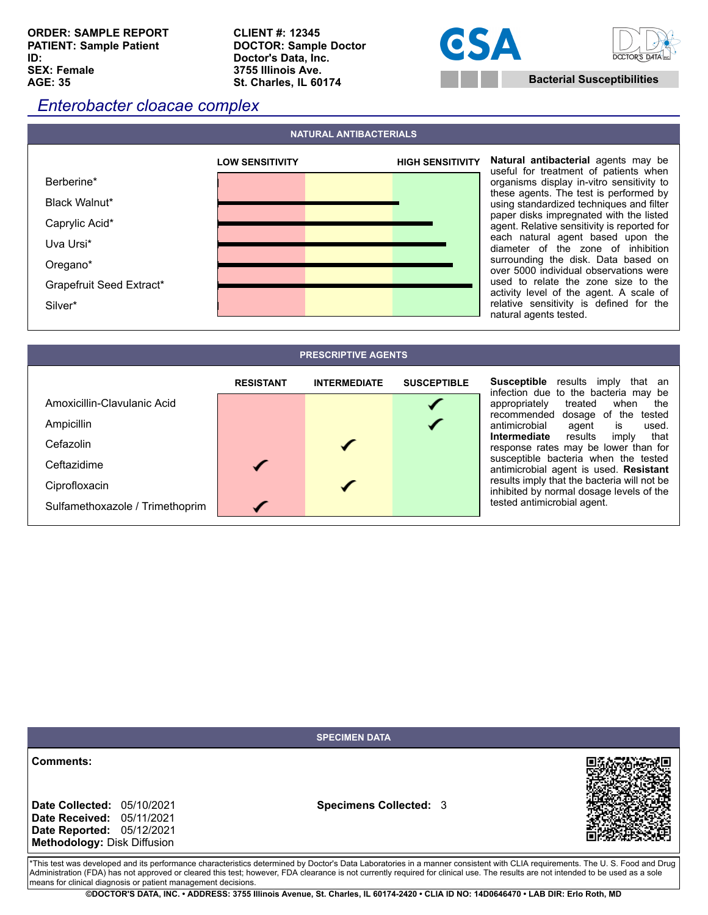**ORDER: SAMPLE REPORT**
**PATIENT: Sample Patient**
**ID:**
**SEX: Female**
**AGE: 35**

**CLIENT #: 12345**
**DOCTOR: Sample Doctor**
**Doctor's Data, Inc.**
**3755 Illinois Ave.**
**St. Charles, IL 60174**

**CSA** — **Bacterial Susceptibilities**

## *Enterobacter cloacae complex*

### NATURAL ANTIBACTERIALS

| Agent | LOW SENSITIVITY → HIGH SENSITIVITY |
|---|---|
| Berberine* | |
| Black Walnut* | Bar extends to beginning of high sensitivity region |
| Caprylic Acid* | Bar extends into high sensitivity region |
| Uva Ursi* | Bar extends into high sensitivity region |
| Oregano* | Bar extends into high sensitivity region |
| Grapefruit Seed Extract* | Bar extends to near maximum of high sensitivity region |
| Silver* | |

**Natural antibacterial** agents may be useful for treatment of patients when organisms display in-vitro sensitivity to these agents. The test is performed by using standardized techniques and filter paper disks impregnated with the listed agent. Relative sensitivity is reported for each natural agent based upon the diameter of the zone of inhibition surrounding the disk. Data based on over 5000 individual observations were used to relate the zone size to the activity level of the agent. A scale of relative sensitivity is defined for the natural agents tested.

### PRESCRIPTIVE AGENTS

| Agent | RESISTANT | INTERMEDIATE | SUSCEPTIBLE |
|---|---|---|---|
| Amoxicillin-Clavulanic Acid | | | ✓ |
| Ampicillin | | | ✓ |
| Cefazolin | | ✓ | |
| Ceftazidime | ✓ | | |
| Ciprofloxacin | | ✓ | |
| Sulfamethoxazole / Trimethoprim | ✓ | | |

**Susceptible** results imply that an infection due to the bacteria may be appropriately treated when the recommended dosage of the tested antimicrobial agent is used. **Intermediate** results imply that response rates may be lower than for susceptible bacteria when the tested antimicrobial agent is used. **Resistant** results imply that the bacteria will not be inhibited by normal dosage levels of the tested antimicrobial agent.

### SPECIMEN DATA

**Comments:**

**Date Collected:** 05/10/2021
**Date Received:** 05/11/2021
**Date Reported:** 05/12/2021
**Methodology:** Disk Diffusion

**Specimens Collected:** 3

*This test was developed and its performance characteristics determined by Doctor's Data Laboratories in a manner consistent with CLIA requirements. The U. S. Food and Drug Administration (FDA) has not approved or cleared this test; however, FDA clearance is not currently required for clinical use. The results are not intended to be used as a sole means for clinical diagnosis or patient management decisions.

**©DOCTOR'S DATA, INC. • ADDRESS: 3755 Illinois Avenue, St. Charles, IL 60174-2420 • CLIA ID NO: 14D0646470 • LAB DIR: Erlo Roth, MD**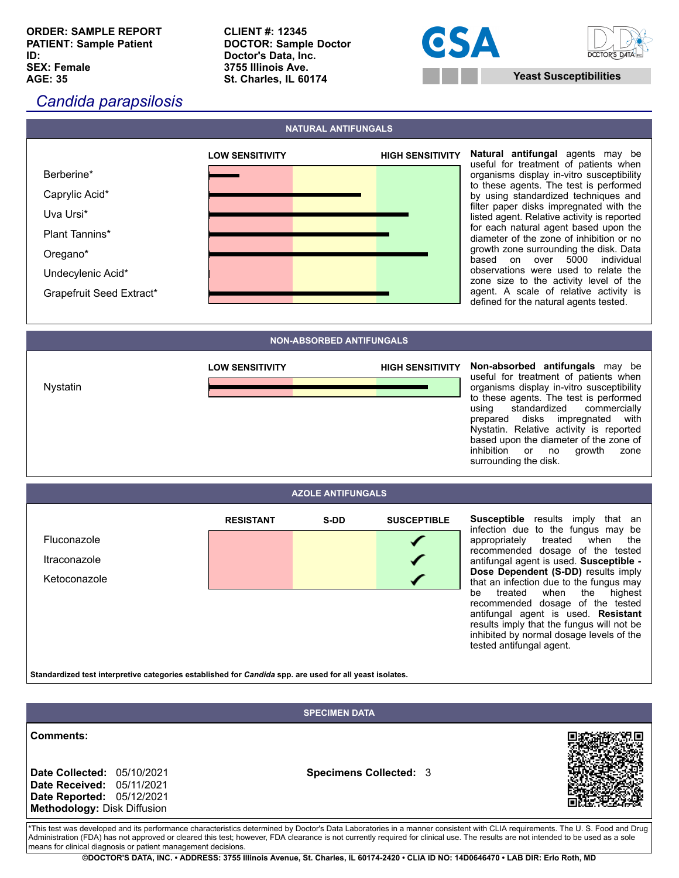**ORDER: SAMPLE REPORT**
**PATIENT: Sample Patient**
**ID:**
**SEX: Female**
**AGE: 35**

**CLIENT #: 12345**
**DOCTOR: Sample Doctor**
**Doctor's Data, Inc.**
**3755 Illinois Ave.**
**St. Charles, IL 60174**

**Yeast Susceptibilities**

## *Candida parapsilosis*

### NATURAL ANTIFUNGALS

| Agent | LOW SENSITIVITY | | HIGH SENSITIVITY |
|---|---|---|---|
| Berberine* | ▬ | | |
| Caprylic Acid* | ▬ | ▬ | |
| Uva Ursi* | ▬ | ▬ | ▬ |
| Plant Tannins* | ▬ | ▬ | ▬ |
| Oregano* | ▬ | ▬ | ▬ |
| Undecylenic Acid* | | | |
| Grapefruit Seed Extract* | ▬ | ▬ | ▬ |

**Natural antifungal** agents may be useful for treatment of patients when organisms display in-vitro susceptibility to these agents. The test is performed by using standardized techniques and filter paper disks impregnated with the listed agent. Relative activity is reported for each natural agent based upon the diameter of the zone of inhibition or no growth zone surrounding the disk. Data based on over 5000 individual observations were used to relate the zone size to the activity level of the agent. A scale of relative activity is defined for the natural agents tested.

### NON-ABSORBED ANTIFUNGALS

| Agent | LOW SENSITIVITY | | HIGH SENSITIVITY |
|---|---|---|---|
| Nystatin | ▬ | ▬ | ▬ |

**Non-absorbed antifungals** may be useful for treatment of patients when organisms display in-vitro susceptibility to these agents. The test is performed using standardized commercially prepared disks impregnated with Nystatin. Relative activity is reported based upon the diameter of the zone of inhibition or no growth zone surrounding the disk.

### AZOLE ANTIFUNGALS

| Agent | RESISTANT | S-DD | SUSCEPTIBLE |
|---|---|---|---|
| Fluconazole | | | ✔ |
| Itraconazole | | | ✔ |
| Ketoconazole | | | ✔ |

**Susceptible** results imply that an infection due to the fungus may be appropriately treated when the recommended dosage of the tested antifungal agent is used. **Susceptible - Dose Dependent (S-DD)** results imply that an infection due to the fungus may be treated when the highest recommended dosage of the tested antifungal agent is used. **Resistant** results imply that the fungus will not be inhibited by normal dosage levels of the tested antifungal agent.

**Standardized test interpretive categories established for *Candida* spp. are used for all yeast isolates.**

### SPECIMEN DATA

**Comments:**

**Date Collected:** 05/10/2021
**Date Received:** 05/11/2021
**Date Reported:** 05/12/2021
**Methodology:** Disk Diffusion

**Specimens Collected:** 3

*This test was developed and its performance characteristics determined by Doctor's Data Laboratories in a manner consistent with CLIA requirements. The U. S. Food and Drug Administration (FDA) has not approved or cleared this test; however, FDA clearance is not currently required for clinical use. The results are not intended to be used as a sole means for clinical diagnosis or patient management decisions.

**©DOCTOR'S DATA, INC. • ADDRESS: 3755 Illinois Avenue, St. Charles, IL 60174-2420 • CLIA ID NO: 14D0646470 • LAB DIR: Erlo Roth, MD**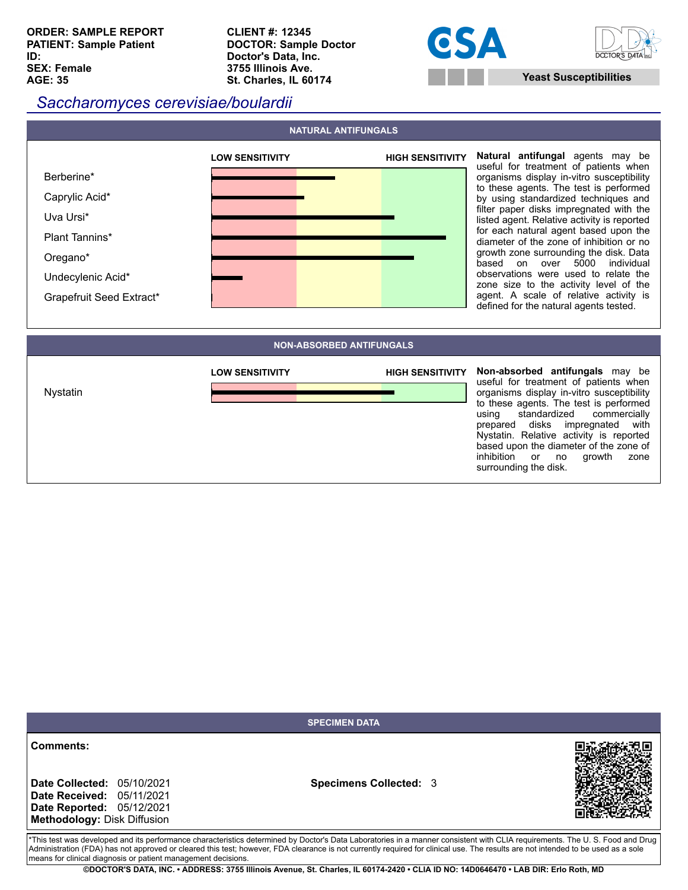**ORDER: SAMPLE REPORT**
**PATIENT: Sample Patient**
**ID:**
**SEX: Female**
**AGE: 35**

**CLIENT #: 12345**
**DOCTOR: Sample Doctor**
**Doctor's Data, Inc.**
**3755 Illinois Ave.**
**St. Charles, IL 60174**

**Yeast Susceptibilities**

## *Saccharomyces cerevisiae/boulardii*

### NATURAL ANTIFUNGALS

| | LOW SENSITIVITY | HIGH SENSITIVITY |
|---|---|---|
| Berberine* | | |
| Caprylic Acid* | | |
| Uva Ursi* | | |
| Plant Tannins* | | |
| Oregano* | | |
| Undecylenic Acid* | | |
| Grapefruit Seed Extract* | | |

**Natural antifungal** agents may be useful for treatment of patients when organisms display in-vitro susceptibility to these agents. The test is performed by using standardized techniques and filter paper disks impregnated with the listed agent. Relative activity is reported for each natural agent based upon the diameter of the zone of inhibition or no growth zone surrounding the disk. Data based on over 5000 individual observations were used to relate the zone size to the activity level of the agent. A scale of relative activity is defined for the natural agents tested.

### NON-ABSORBED ANTIFUNGALS

| | LOW SENSITIVITY | HIGH SENSITIVITY |
|---|---|---|
| Nystatin | | |

**Non-absorbed antifungals** may be useful for treatment of patients when organisms display in-vitro susceptibility to these agents. The test is performed using standardized commercially prepared disks impregnated with Nystatin. Relative activity is reported based upon the diameter of the zone of inhibition or no growth zone surrounding the disk.

### SPECIMEN DATA

**Comments:**

**Date Collected:** 05/10/2021
**Date Received:** 05/11/2021
**Date Reported:** 05/12/2021
**Methodology:** Disk Diffusion

**Specimens Collected:** 3

*This test was developed and its performance characteristics determined by Doctor's Data Laboratories in a manner consistent with CLIA requirements. The U. S. Food and Drug Administration (FDA) has not approved or cleared this test; however, FDA clearance is not currently required for clinical use. The results are not intended to be used as a sole means for clinical diagnosis or patient management decisions.

**©DOCTOR'S DATA, INC. • ADDRESS: 3755 Illinois Avenue, St. Charles, IL 60174-2420 • CLIA ID NO: 14D0646470 • LAB DIR: Erlo Roth, MD**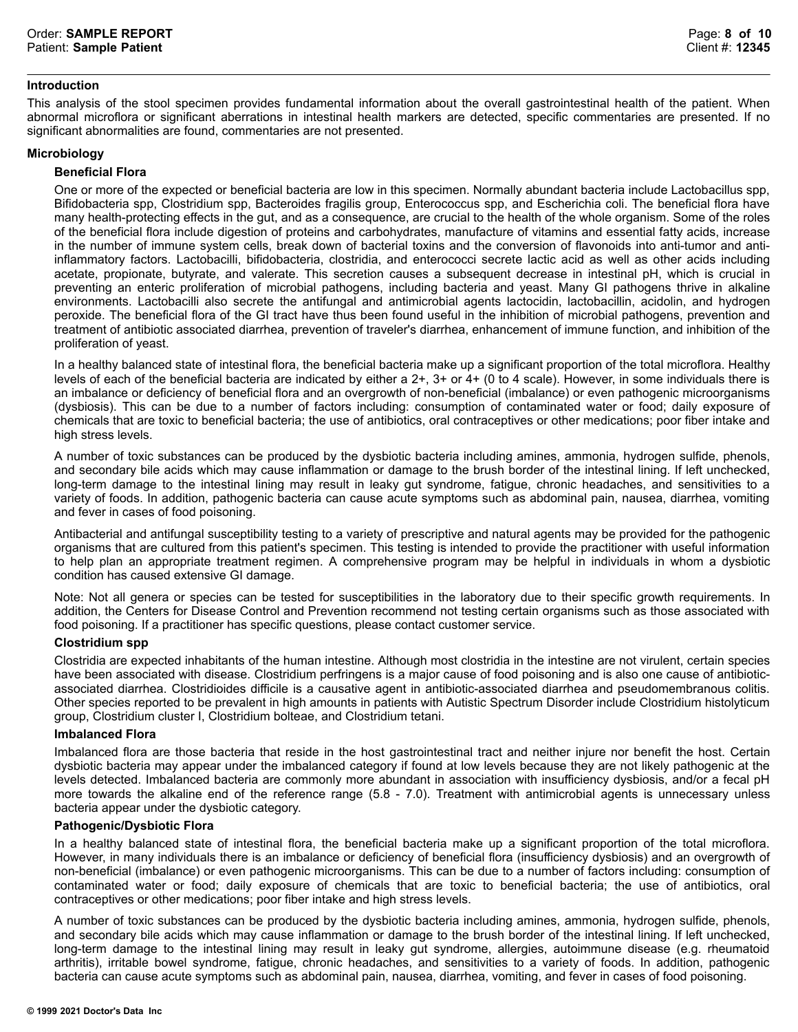## Introduction

This analysis of the stool specimen provides fundamental information about the overall gastrointestinal health of the patient. When abnormal microflora or significant aberrations in intestinal health markers are detected, specific commentaries are presented. If no significant abnormalities are found, commentaries are not presented.

## Microbiology

### Beneficial Flora

One or more of the expected or beneficial bacteria are low in this specimen. Normally abundant bacteria include Lactobacillus spp, Bifidobacteria spp, Clostridium spp, Bacteroides fragilis group, Enterococcus spp, and Escherichia coli. The beneficial flora have many health-protecting effects in the gut, and as a consequence, are crucial to the health of the whole organism. Some of the roles of the beneficial flora include digestion of proteins and carbohydrates, manufacture of vitamins and essential fatty acids, increase in the number of immune system cells, break down of bacterial toxins and the conversion of flavonoids into anti-tumor and anti-inflammatory factors. Lactobacilli, bifidobacteria, clostridia, and enterococci secrete lactic acid as well as other acids including acetate, propionate, butyrate, and valerate. This secretion causes a subsequent decrease in intestinal pH, which is crucial in preventing an enteric proliferation of microbial pathogens, including bacteria and yeast. Many GI pathogens thrive in alkaline environments. Lactobacilli also secrete the antifungal and antimicrobial agents lactocidin, lactobacillin, acidolin, and hydrogen peroxide. The beneficial flora of the GI tract have thus been found useful in the inhibition of microbial pathogens, prevention and treatment of antibiotic associated diarrhea, prevention of traveler's diarrhea, enhancement of immune function, and inhibition of the proliferation of yeast.

In a healthy balanced state of intestinal flora, the beneficial bacteria make up a significant proportion of the total microflora. Healthy levels of each of the beneficial bacteria are indicated by either a 2+, 3+ or 4+ (0 to 4 scale). However, in some individuals there is an imbalance or deficiency of beneficial flora and an overgrowth of non-beneficial (imbalance) or even pathogenic microorganisms (dysbiosis). This can be due to a number of factors including: consumption of contaminated water or food; daily exposure of chemicals that are toxic to beneficial bacteria; the use of antibiotics, oral contraceptives or other medications; poor fiber intake and high stress levels.

A number of toxic substances can be produced by the dysbiotic bacteria including amines, ammonia, hydrogen sulfide, phenols, and secondary bile acids which may cause inflammation or damage to the brush border of the intestinal lining. If left unchecked, long-term damage to the intestinal lining may result in leaky gut syndrome, fatigue, chronic headaches, and sensitivities to a variety of foods. In addition, pathogenic bacteria can cause acute symptoms such as abdominal pain, nausea, diarrhea, vomiting and fever in cases of food poisoning.

Antibacterial and antifungal susceptibility testing to a variety of prescriptive and natural agents may be provided for the pathogenic organisms that are cultured from this patient's specimen. This testing is intended to provide the practitioner with useful information to help plan an appropriate treatment regimen. A comprehensive program may be helpful in individuals in whom a dysbiotic condition has caused extensive GI damage.

Note: Not all genera or species can be tested for susceptibilities in the laboratory due to their specific growth requirements. In addition, the Centers for Disease Control and Prevention recommend not testing certain organisms such as those associated with food poisoning. If a practitioner has specific questions, please contact customer service.

### Clostridium spp

Clostridia are expected inhabitants of the human intestine. Although most clostridia in the intestine are not virulent, certain species have been associated with disease. Clostridium perfringens is a major cause of food poisoning and is also one cause of antibiotic-associated diarrhea. Clostridioides difficile is a causative agent in antibiotic-associated diarrhea and pseudomembranous colitis. Other species reported to be prevalent in high amounts in patients with Autistic Spectrum Disorder include Clostridium histolyticum group, Clostridium cluster I, Clostridium bolteae, and Clostridium tetani.

### Imbalanced Flora

Imbalanced flora are those bacteria that reside in the host gastrointestinal tract and neither injure nor benefit the host. Certain dysbiotic bacteria may appear under the imbalanced category if found at low levels because they are not likely pathogenic at the levels detected. Imbalanced bacteria are commonly more abundant in association with insufficiency dysbiosis, and/or a fecal pH more towards the alkaline end of the reference range (5.8 - 7.0). Treatment with antimicrobial agents is unnecessary unless bacteria appear under the dysbiotic category.

### Pathogenic/Dysbiotic Flora

In a healthy balanced state of intestinal flora, the beneficial bacteria make up a significant proportion of the total microflora. However, in many individuals there is an imbalance or deficiency of beneficial flora (insufficiency dysbiosis) and an overgrowth of non-beneficial (imbalance) or even pathogenic microorganisms. This can be due to a number of factors including: consumption of contaminated water or food; daily exposure of chemicals that are toxic to beneficial bacteria; the use of antibiotics, oral contraceptives or other medications; poor fiber intake and high stress levels.

A number of toxic substances can be produced by the dysbiotic bacteria including amines, ammonia, hydrogen sulfide, phenols, and secondary bile acids which may cause inflammation or damage to the brush border of the intestinal lining. If left unchecked, long-term damage to the intestinal lining may result in leaky gut syndrome, allergies, autoimmune disease (e.g. rheumatoid arthritis), irritable bowel syndrome, fatigue, chronic headaches, and sensitivities to a variety of foods. In addition, pathogenic bacteria can cause acute symptoms such as abdominal pain, nausea, diarrhea, vomiting, and fever in cases of food poisoning.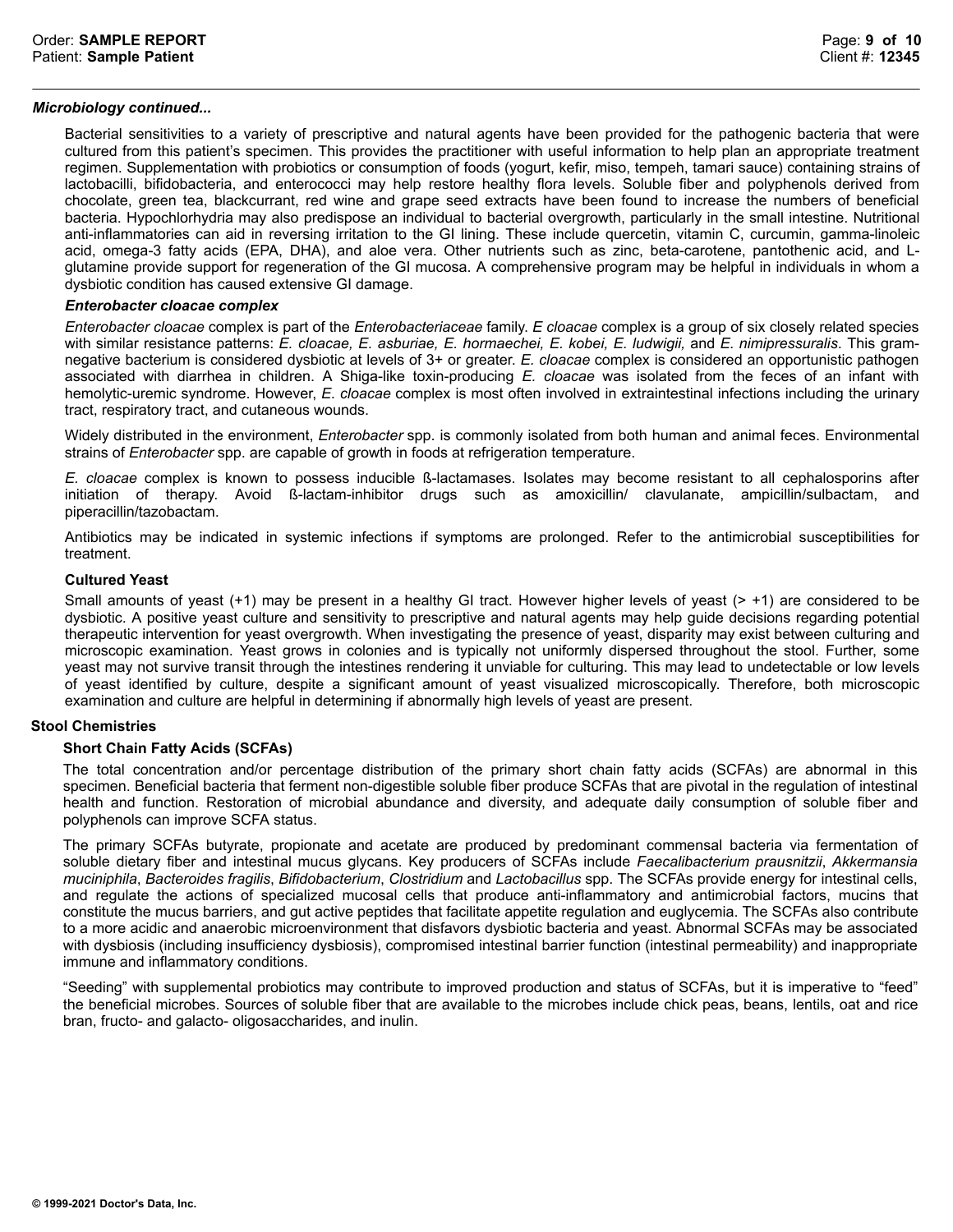### *Microbiology continued...*

Bacterial sensitivities to a variety of prescriptive and natural agents have been provided for the pathogenic bacteria that were cultured from this patient's specimen. This provides the practitioner with useful information to help plan an appropriate treatment regimen. Supplementation with probiotics or consumption of foods (yogurt, kefir, miso, tempeh, tamari sauce) containing strains of lactobacilli, bifidobacteria, and enterococci may help restore healthy flora levels. Soluble fiber and polyphenols derived from chocolate, green tea, blackcurrant, red wine and grape seed extracts have been found to increase the numbers of beneficial bacteria. Hypochlorhydria may also predispose an individual to bacterial overgrowth, particularly in the small intestine. Nutritional anti-inflammatories can aid in reversing irritation to the GI lining. These include quercetin, vitamin C, curcumin, gamma-linoleic acid, omega-3 fatty acids (EPA, DHA), and aloe vera. Other nutrients such as zinc, beta-carotene, pantothenic acid, and L-glutamine provide support for regeneration of the GI mucosa. A comprehensive program may be helpful in individuals in whom a dysbiotic condition has caused extensive GI damage.

#### *Enterobacter cloacae complex*

*Enterobacter cloacae* complex is part of the *Enterobacteriaceae* family. *E cloacae* complex is a group of six closely related species with similar resistance patterns: *E. cloacae, E. asburiae, E. hormaechei, E. kobei, E. ludwigii,* and *E. nimipressuralis*. This gram-negative bacterium is considered dysbiotic at levels of 3+ or greater. *E. cloacae* complex is considered an opportunistic pathogen associated with diarrhea in children. A Shiga-like toxin-producing *E. cloacae* was isolated from the feces of an infant with hemolytic-uremic syndrome. However, *E. cloacae* complex is most often involved in extraintestinal infections including the urinary tract, respiratory tract, and cutaneous wounds.

Widely distributed in the environment, *Enterobacter* spp. is commonly isolated from both human and animal feces. Environmental strains of *Enterobacter* spp. are capable of growth in foods at refrigeration temperature.

*E. cloacae* complex is known to possess inducible ß-lactamases. Isolates may become resistant to all cephalosporins after initiation of therapy. Avoid ß-lactam-inhibitor drugs such as amoxicillin/ clavulanate, ampicillin/sulbactam, and piperacillin/tazobactam.

Antibiotics may be indicated in systemic infections if symptoms are prolonged. Refer to the antimicrobial susceptibilities for treatment.

#### **Cultured Yeast**

Small amounts of yeast (+1) may be present in a healthy GI tract. However higher levels of yeast (> +1) are considered to be dysbiotic. A positive yeast culture and sensitivity to prescriptive and natural agents may help guide decisions regarding potential therapeutic intervention for yeast overgrowth. When investigating the presence of yeast, disparity may exist between culturing and microscopic examination. Yeast grows in colonies and is typically not uniformly dispersed throughout the stool. Further, some yeast may not survive transit through the intestines rendering it unviable for culturing. This may lead to undetectable or low levels of yeast identified by culture, despite a significant amount of yeast visualized microscopically. Therefore, both microscopic examination and culture are helpful in determining if abnormally high levels of yeast are present.

### **Stool Chemistries**

#### **Short Chain Fatty Acids (SCFAs)**

The total concentration and/or percentage distribution of the primary short chain fatty acids (SCFAs) are abnormal in this specimen. Beneficial bacteria that ferment non-digestible soluble fiber produce SCFAs that are pivotal in the regulation of intestinal health and function. Restoration of microbial abundance and diversity, and adequate daily consumption of soluble fiber and polyphenols can improve SCFA status.

The primary SCFAs butyrate, propionate and acetate are produced by predominant commensal bacteria via fermentation of soluble dietary fiber and intestinal mucus glycans. Key producers of SCFAs include *Faecalibacterium prausnitzii*, *Akkermansia muciniphila*, *Bacteroides fragilis*, *Bifidobacterium*, *Clostridium* and *Lactobacillus* spp. The SCFAs provide energy for intestinal cells, and regulate the actions of specialized mucosal cells that produce anti-inflammatory and antimicrobial factors, mucins that constitute the mucus barriers, and gut active peptides that facilitate appetite regulation and euglycemia. The SCFAs also contribute to a more acidic and anaerobic microenvironment that disfavors dysbiotic bacteria and yeast. Abnormal SCFAs may be associated with dysbiosis (including insufficiency dysbiosis), compromised intestinal barrier function (intestinal permeability) and inappropriate immune and inflammatory conditions.

"Seeding" with supplemental probiotics may contribute to improved production and status of SCFAs, but it is imperative to "feed" the beneficial microbes. Sources of soluble fiber that are available to the microbes include chick peas, beans, lentils, oat and rice bran, fructo- and galacto- oligosaccharides, and inulin.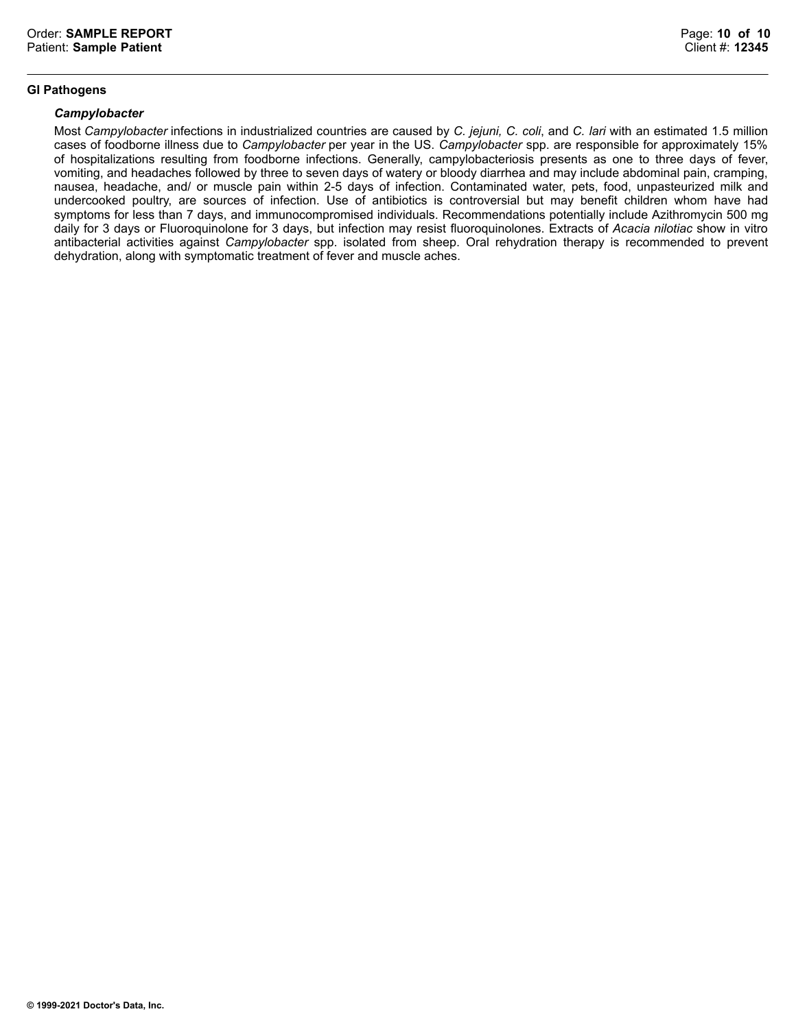## GI Pathogens

### *Campylobacter*

Most *Campylobacter* infections in industrialized countries are caused by *C. jejuni, C. coli*, and *C. lari* with an estimated 1.5 million cases of foodborne illness due to *Campylobacter* per year in the US. *Campylobacter* spp. are responsible for approximately 15% of hospitalizations resulting from foodborne infections. Generally, campylobacteriosis presents as one to three days of fever, vomiting, and headaches followed by three to seven days of watery or bloody diarrhea and may include abdominal pain, cramping, nausea, headache, and/ or muscle pain within 2-5 days of infection. Contaminated water, pets, food, unpasteurized milk and undercooked poultry, are sources of infection. Use of antibiotics is controversial but may benefit children whom have had symptoms for less than 7 days, and immunocompromised individuals. Recommendations potentially include Azithromycin 500 mg daily for 3 days or Fluoroquinolone for 3 days, but infection may resist fluoroquinolones. Extracts of *Acacia nilotiac* show in vitro antibacterial activities against *Campylobacter* spp. isolated from sheep. Oral rehydration therapy is recommended to prevent dehydration, along with symptomatic treatment of fever and muscle aches.